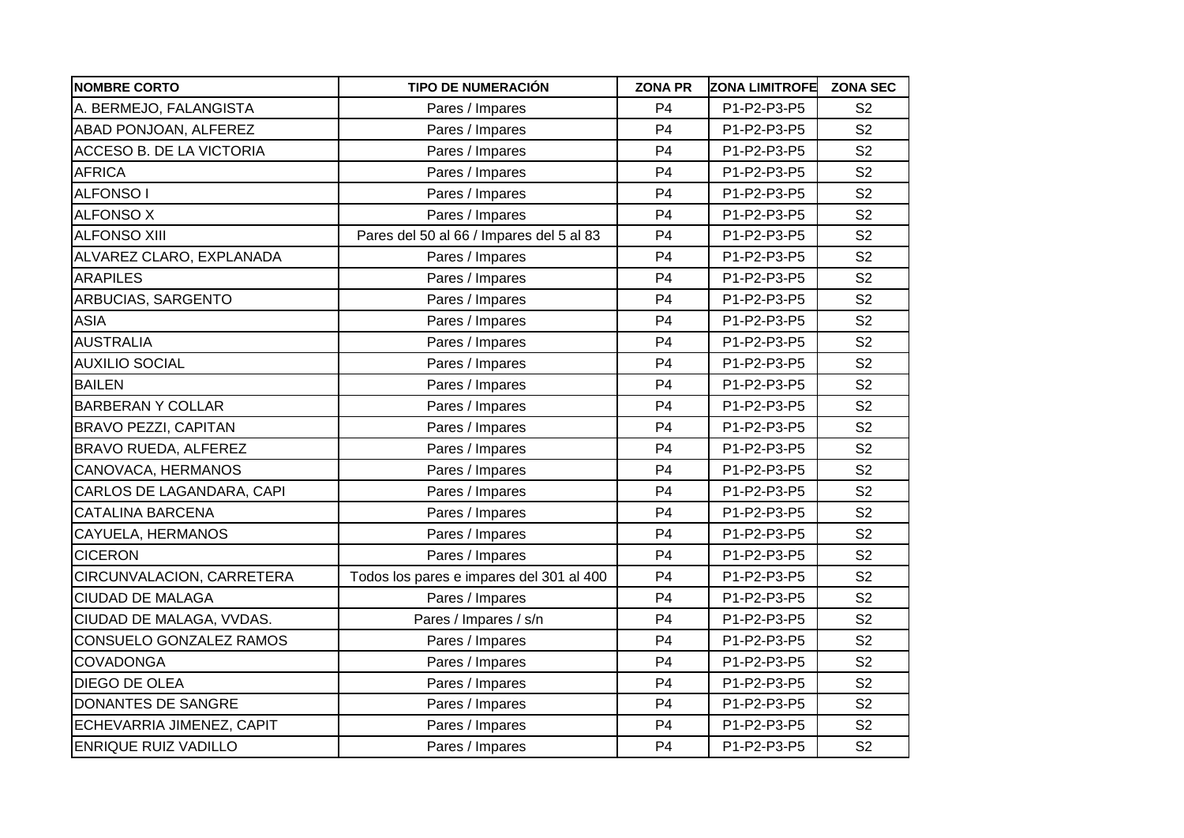| NOMBRE CORTO | TIPO DE NUMERACIÓN | ZONA PR | ZONA LIMITROFE | ZONA SEC |
|---|---|---|---|---|
| A. BERMEJO, FALANGISTA | Pares / Impares | P4 | P1-P2-P3-P5 | S2 |
| ABAD PONJOAN, ALFEREZ | Pares / Impares | P4 | P1-P2-P3-P5 | S2 |
| ACCESO B. DE LA VICTORIA | Pares / Impares | P4 | P1-P2-P3-P5 | S2 |
| AFRICA | Pares / Impares | P4 | P1-P2-P3-P5 | S2 |
| ALFONSO I | Pares / Impares | P4 | P1-P2-P3-P5 | S2 |
| ALFONSO X | Pares / Impares | P4 | P1-P2-P3-P5 | S2 |
| ALFONSO XIII | Pares del 50 al 66 / Impares del 5 al 83 | P4 | P1-P2-P3-P5 | S2 |
| ALVAREZ CLARO, EXPLANADA | Pares / Impares | P4 | P1-P2-P3-P5 | S2 |
| ARAPILES | Pares / Impares | P4 | P1-P2-P3-P5 | S2 |
| ARBUCIAS, SARGENTO | Pares / Impares | P4 | P1-P2-P3-P5 | S2 |
| ASIA | Pares / Impares | P4 | P1-P2-P3-P5 | S2 |
| AUSTRALIA | Pares / Impares | P4 | P1-P2-P3-P5 | S2 |
| AUXILIO SOCIAL | Pares / Impares | P4 | P1-P2-P3-P5 | S2 |
| BAILEN | Pares / Impares | P4 | P1-P2-P3-P5 | S2 |
| BARBERAN Y COLLAR | Pares / Impares | P4 | P1-P2-P3-P5 | S2 |
| BRAVO PEZZI, CAPITAN | Pares / Impares | P4 | P1-P2-P3-P5 | S2 |
| BRAVO RUEDA, ALFEREZ | Pares / Impares | P4 | P1-P2-P3-P5 | S2 |
| CANOVACA, HERMANOS | Pares / Impares | P4 | P1-P2-P3-P5 | S2 |
| CARLOS DE LAGANDARA, CAPI | Pares / Impares | P4 | P1-P2-P3-P5 | S2 |
| CATALINA BARCENA | Pares / Impares | P4 | P1-P2-P3-P5 | S2 |
| CAYUELA, HERMANOS | Pares / Impares | P4 | P1-P2-P3-P5 | S2 |
| CICERON | Pares / Impares | P4 | P1-P2-P3-P5 | S2 |
| CIRCUNVALACION, CARRETERA | Todos los pares e impares del 301 al 400 | P4 | P1-P2-P3-P5 | S2 |
| CIUDAD DE MALAGA | Pares / Impares | P4 | P1-P2-P3-P5 | S2 |
| CIUDAD DE MALAGA, VVDAS. | Pares / Impares / s/n | P4 | P1-P2-P3-P5 | S2 |
| CONSUELO GONZALEZ RAMOS | Pares / Impares | P4 | P1-P2-P3-P5 | S2 |
| COVADONGA | Pares / Impares | P4 | P1-P2-P3-P5 | S2 |
| DIEGO DE OLEA | Pares / Impares | P4 | P1-P2-P3-P5 | S2 |
| DONANTES DE SANGRE | Pares / Impares | P4 | P1-P2-P3-P5 | S2 |
| ECHEVARRIA JIMENEZ, CAPIT | Pares / Impares | P4 | P1-P2-P3-P5 | S2 |
| ENRIQUE RUIZ VADILLO | Pares / Impares | P4 | P1-P2-P3-P5 | S2 |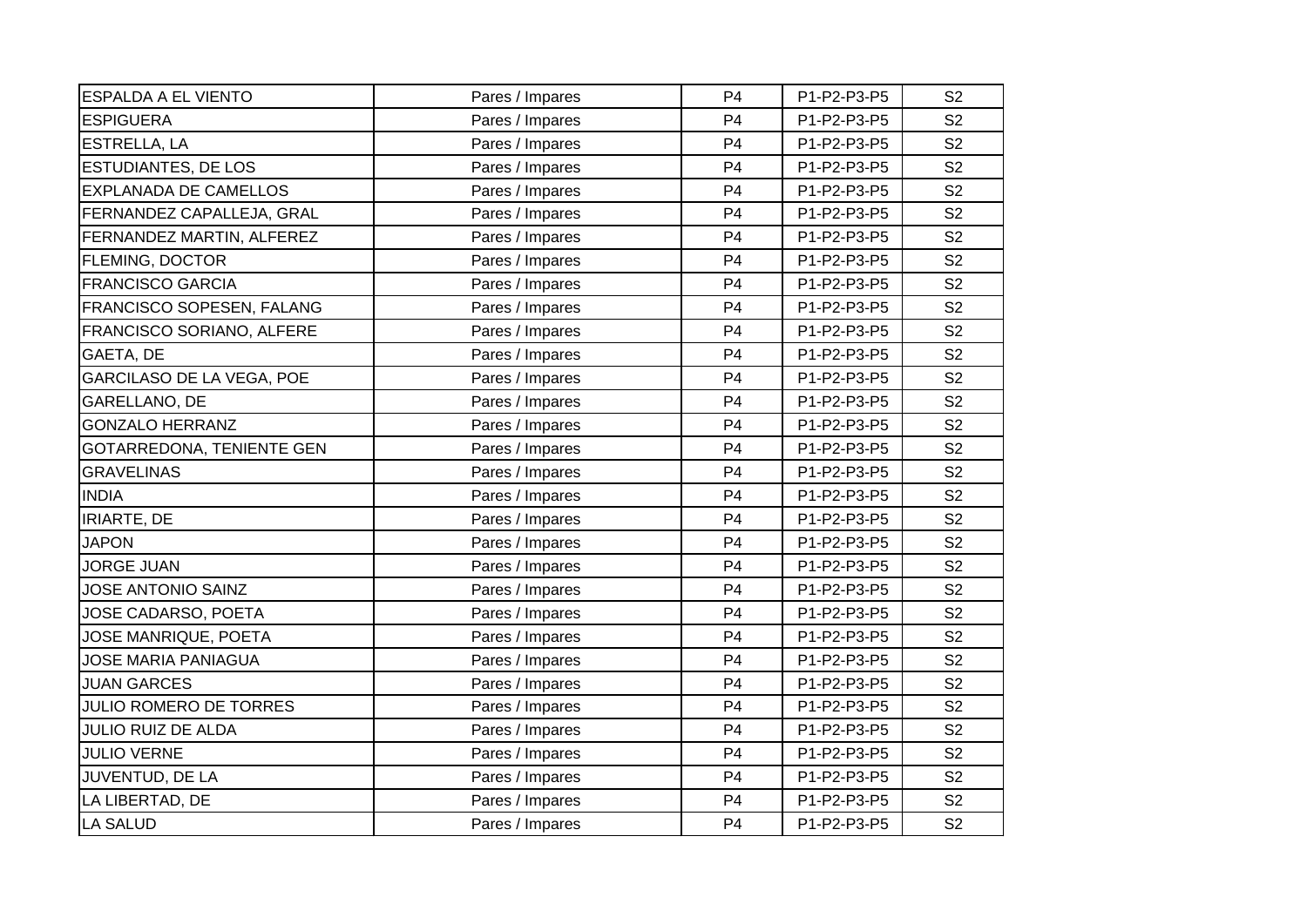| | | | | |
|---|---|---|---|---|
| ESPALDA A EL VIENTO | Pares / Impares | P4 | P1-P2-P3-P5 | S2 |
| ESPIGUERA | Pares / Impares | P4 | P1-P2-P3-P5 | S2 |
| ESTRELLA, LA | Pares / Impares | P4 | P1-P2-P3-P5 | S2 |
| ESTUDIANTES, DE LOS | Pares / Impares | P4 | P1-P2-P3-P5 | S2 |
| EXPLANADA DE CAMELLOS | Pares / Impares | P4 | P1-P2-P3-P5 | S2 |
| FERNANDEZ CAPALLEJA, GRAL | Pares / Impares | P4 | P1-P2-P3-P5 | S2 |
| FERNANDEZ MARTIN, ALFEREZ | Pares / Impares | P4 | P1-P2-P3-P5 | S2 |
| FLEMING, DOCTOR | Pares / Impares | P4 | P1-P2-P3-P5 | S2 |
| FRANCISCO GARCIA | Pares / Impares | P4 | P1-P2-P3-P5 | S2 |
| FRANCISCO SOPESEN, FALANG | Pares / Impares | P4 | P1-P2-P3-P5 | S2 |
| FRANCISCO SORIANO, ALFERE | Pares / Impares | P4 | P1-P2-P3-P5 | S2 |
| GAETA, DE | Pares / Impares | P4 | P1-P2-P3-P5 | S2 |
| GARCILASO DE LA VEGA, POE | Pares / Impares | P4 | P1-P2-P3-P5 | S2 |
| GARELLANO, DE | Pares / Impares | P4 | P1-P2-P3-P5 | S2 |
| GONZALO HERRANZ | Pares / Impares | P4 | P1-P2-P3-P5 | S2 |
| GOTARREDONA, TENIENTE GEN | Pares / Impares | P4 | P1-P2-P3-P5 | S2 |
| GRAVELINAS | Pares / Impares | P4 | P1-P2-P3-P5 | S2 |
| INDIA | Pares / Impares | P4 | P1-P2-P3-P5 | S2 |
| IRIARTE, DE | Pares / Impares | P4 | P1-P2-P3-P5 | S2 |
| JAPON | Pares / Impares | P4 | P1-P2-P3-P5 | S2 |
| JORGE JUAN | Pares / Impares | P4 | P1-P2-P3-P5 | S2 |
| JOSE ANTONIO SAINZ | Pares / Impares | P4 | P1-P2-P3-P5 | S2 |
| JOSE CADARSO, POETA | Pares / Impares | P4 | P1-P2-P3-P5 | S2 |
| JOSE MANRIQUE, POETA | Pares / Impares | P4 | P1-P2-P3-P5 | S2 |
| JOSE MARIA PANIAGUA | Pares / Impares | P4 | P1-P2-P3-P5 | S2 |
| JUAN GARCES | Pares / Impares | P4 | P1-P2-P3-P5 | S2 |
| JULIO ROMERO DE TORRES | Pares / Impares | P4 | P1-P2-P3-P5 | S2 |
| JULIO RUIZ DE ALDA | Pares / Impares | P4 | P1-P2-P3-P5 | S2 |
| JULIO VERNE | Pares / Impares | P4 | P1-P2-P3-P5 | S2 |
| JUVENTUD, DE LA | Pares / Impares | P4 | P1-P2-P3-P5 | S2 |
| LA LIBERTAD, DE | Pares / Impares | P4 | P1-P2-P3-P5 | S2 |
| LA SALUD | Pares / Impares | P4 | P1-P2-P3-P5 | S2 |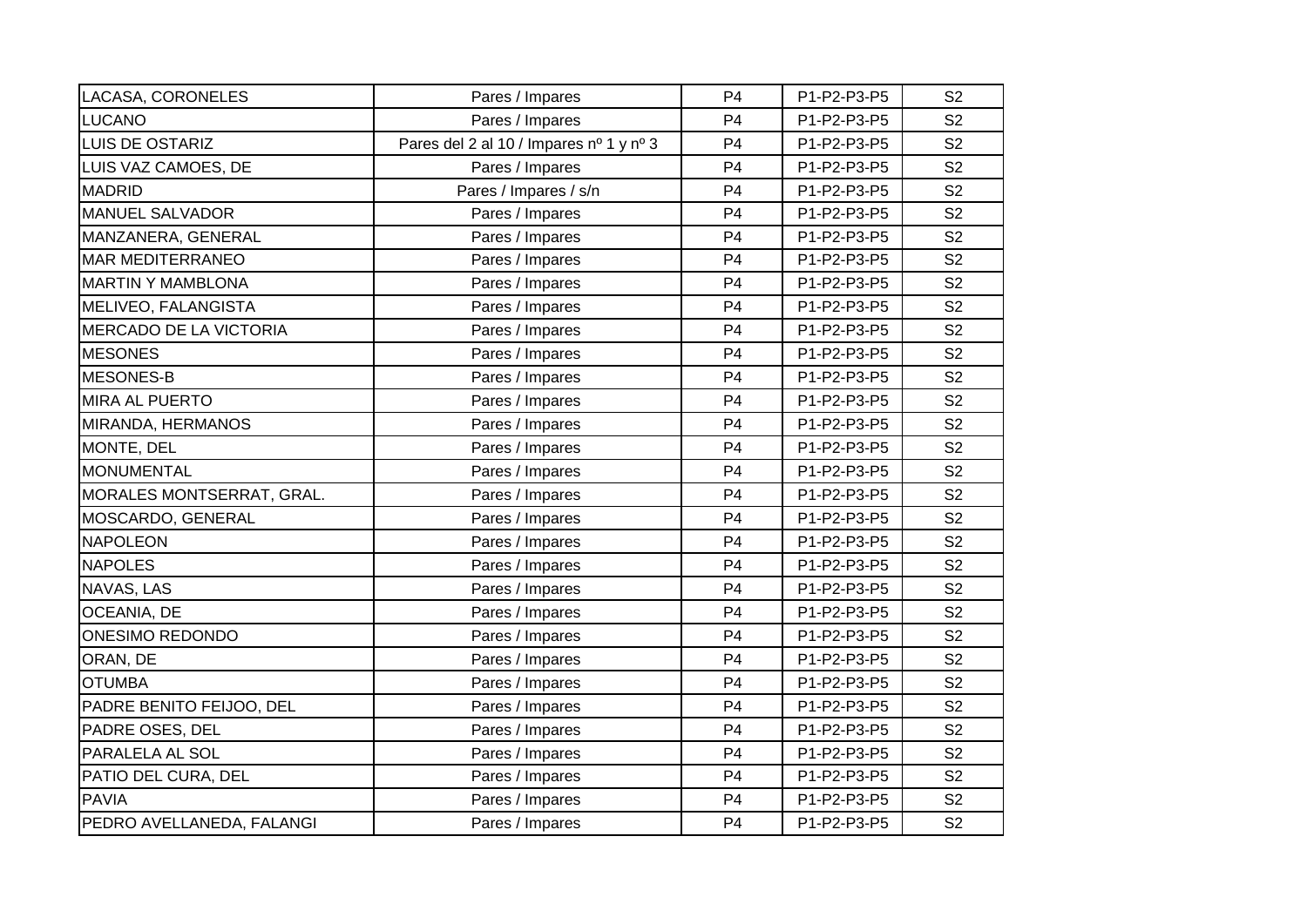| LACASA, CORONELES | Pares / Impares | P4 | P1-P2-P3-P5 | S2 |
|---|---|---|---|---|
| LUCANO | Pares / Impares | P4 | P1-P2-P3-P5 | S2 |
| LUIS DE OSTARIZ | Pares del 2 al 10 / Impares nº 1 y nº 3 | P4 | P1-P2-P3-P5 | S2 |
| LUIS VAZ CAMOES, DE | Pares / Impares | P4 | P1-P2-P3-P5 | S2 |
| MADRID | Pares / Impares / s/n | P4 | P1-P2-P3-P5 | S2 |
| MANUEL SALVADOR | Pares / Impares | P4 | P1-P2-P3-P5 | S2 |
| MANZANERA, GENERAL | Pares / Impares | P4 | P1-P2-P3-P5 | S2 |
| MAR MEDITERRANEO | Pares / Impares | P4 | P1-P2-P3-P5 | S2 |
| MARTIN Y MAMBLONA | Pares / Impares | P4 | P1-P2-P3-P5 | S2 |
| MELIVEO, FALANGISTA | Pares / Impares | P4 | P1-P2-P3-P5 | S2 |
| MERCADO DE LA VICTORIA | Pares / Impares | P4 | P1-P2-P3-P5 | S2 |
| MESONES | Pares / Impares | P4 | P1-P2-P3-P5 | S2 |
| MESONES-B | Pares / Impares | P4 | P1-P2-P3-P5 | S2 |
| MIRA AL PUERTO | Pares / Impares | P4 | P1-P2-P3-P5 | S2 |
| MIRANDA, HERMANOS | Pares / Impares | P4 | P1-P2-P3-P5 | S2 |
| MONTE, DEL | Pares / Impares | P4 | P1-P2-P3-P5 | S2 |
| MONUMENTAL | Pares / Impares | P4 | P1-P2-P3-P5 | S2 |
| MORALES MONTSERRAT, GRAL. | Pares / Impares | P4 | P1-P2-P3-P5 | S2 |
| MOSCARDO, GENERAL | Pares / Impares | P4 | P1-P2-P3-P5 | S2 |
| NAPOLEON | Pares / Impares | P4 | P1-P2-P3-P5 | S2 |
| NAPOLES | Pares / Impares | P4 | P1-P2-P3-P5 | S2 |
| NAVAS, LAS | Pares / Impares | P4 | P1-P2-P3-P5 | S2 |
| OCEANIA, DE | Pares / Impares | P4 | P1-P2-P3-P5 | S2 |
| ONESIMO REDONDO | Pares / Impares | P4 | P1-P2-P3-P5 | S2 |
| ORAN, DE | Pares / Impares | P4 | P1-P2-P3-P5 | S2 |
| OTUMBA | Pares / Impares | P4 | P1-P2-P3-P5 | S2 |
| PADRE BENITO FEIJOO, DEL | Pares / Impares | P4 | P1-P2-P3-P5 | S2 |
| PADRE OSES, DEL | Pares / Impares | P4 | P1-P2-P3-P5 | S2 |
| PARALELA AL SOL | Pares / Impares | P4 | P1-P2-P3-P5 | S2 |
| PATIO DEL CURA, DEL | Pares / Impares | P4 | P1-P2-P3-P5 | S2 |
| PAVIA | Pares / Impares | P4 | P1-P2-P3-P5 | S2 |
| PEDRO AVELLANEDA, FALANGI | Pares / Impares | P4 | P1-P2-P3-P5 | S2 |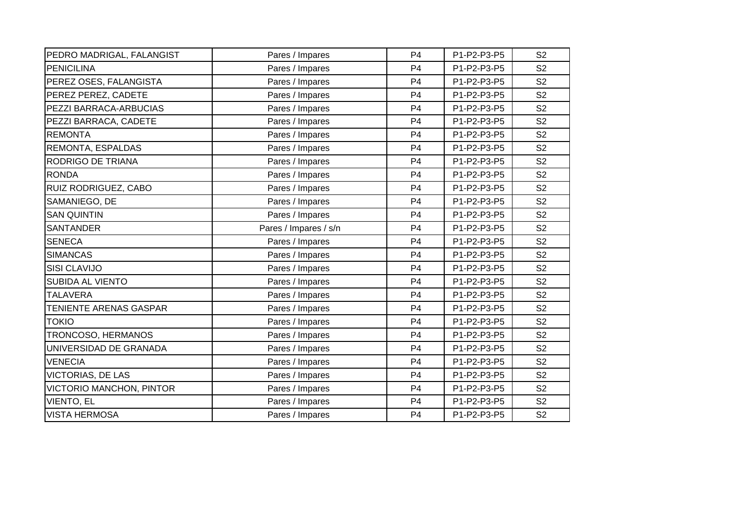| | | | | |
|---|---|---|---|---|
| PEDRO MADRIGAL, FALANGIST | Pares / Impares | P4 | P1-P2-P3-P5 | S2 |
| PENICILINA | Pares / Impares | P4 | P1-P2-P3-P5 | S2 |
| PEREZ OSES, FALANGISTA | Pares / Impares | P4 | P1-P2-P3-P5 | S2 |
| PEREZ PEREZ, CADETE | Pares / Impares | P4 | P1-P2-P3-P5 | S2 |
| PEZZI BARRACA-ARBUCIAS | Pares / Impares | P4 | P1-P2-P3-P5 | S2 |
| PEZZI BARRACA, CADETE | Pares / Impares | P4 | P1-P2-P3-P5 | S2 |
| REMONTA | Pares / Impares | P4 | P1-P2-P3-P5 | S2 |
| REMONTA, ESPALDAS | Pares / Impares | P4 | P1-P2-P3-P5 | S2 |
| RODRIGO DE TRIANA | Pares / Impares | P4 | P1-P2-P3-P5 | S2 |
| RONDA | Pares / Impares | P4 | P1-P2-P3-P5 | S2 |
| RUIZ RODRIGUEZ, CABO | Pares / Impares | P4 | P1-P2-P3-P5 | S2 |
| SAMANIEGO, DE | Pares / Impares | P4 | P1-P2-P3-P5 | S2 |
| SAN QUINTIN | Pares / Impares | P4 | P1-P2-P3-P5 | S2 |
| SANTANDER | Pares / Impares / s/n | P4 | P1-P2-P3-P5 | S2 |
| SENECA | Pares / Impares | P4 | P1-P2-P3-P5 | S2 |
| SIMANCAS | Pares / Impares | P4 | P1-P2-P3-P5 | S2 |
| SISI CLAVIJO | Pares / Impares | P4 | P1-P2-P3-P5 | S2 |
| SUBIDA AL VIENTO | Pares / Impares | P4 | P1-P2-P3-P5 | S2 |
| TALAVERA | Pares / Impares | P4 | P1-P2-P3-P5 | S2 |
| TENIENTE ARENAS GASPAR | Pares / Impares | P4 | P1-P2-P3-P5 | S2 |
| TOKIO | Pares / Impares | P4 | P1-P2-P3-P5 | S2 |
| TRONCOSO, HERMANOS | Pares / Impares | P4 | P1-P2-P3-P5 | S2 |
| UNIVERSIDAD DE GRANADA | Pares / Impares | P4 | P1-P2-P3-P5 | S2 |
| VENECIA | Pares / Impares | P4 | P1-P2-P3-P5 | S2 |
| VICTORIAS, DE LAS | Pares / Impares | P4 | P1-P2-P3-P5 | S2 |
| VICTORIO MANCHON, PINTOR | Pares / Impares | P4 | P1-P2-P3-P5 | S2 |
| VIENTO, EL | Pares / Impares | P4 | P1-P2-P3-P5 | S2 |
| VISTA HERMOSA | Pares / Impares | P4 | P1-P2-P3-P5 | S2 |